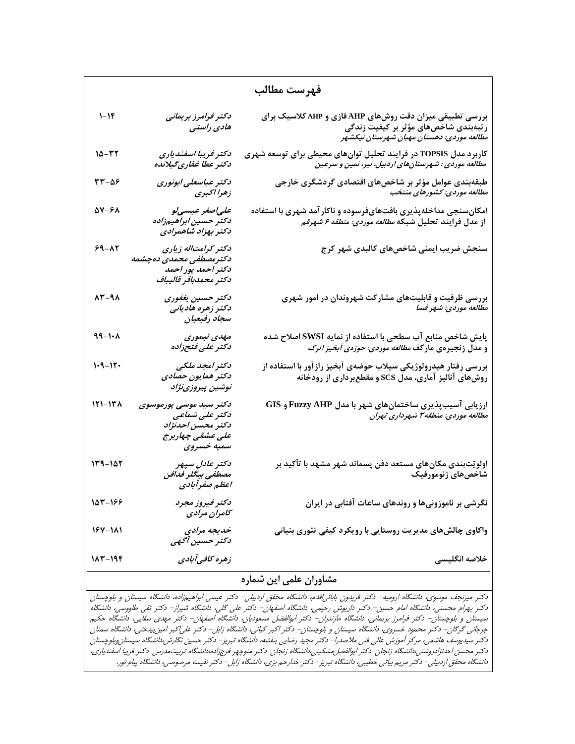# فهرست مطالب

| عنوان | نویسندگان | صفحه |
| --- | --- | --- |
| **بررسی تطبیقی میزان دقت روش‌های AHP فازی و AHP کلاسیک برای رتبه‌بندی شاخص‌های مؤثر بر کیفیت زندگی** *مطالعه موردی: دهستان مهبان شهرستان نیکشهر* | *دکتر فرامرز بریمانی* *هادی راستی* | ۱-۱۴ |
| **کاربرد مدل TOPSIS در فرایند تحلیل توان‌های محیطی برای توسعه شهری** *مطالعه موردی : شهرستان‌های اردبیل، نیر، نمین و سرعین* | *دکتر فریبا اسفندیاری* *دکتر عطا غفاری‌گیلانده* | ۱۵-۳۲ |
| **طبقه‌بندی عوامل مؤثر بر شاخص‌های اقتصادی گردشگری خارجی** *مطالعه موردی: کشورهای منتخب* | *دکتر عباسعلی ابونوری* *زهرا اکبری* | ۳۳-۵۶ |
| **امکان‌سنجی مداخله‌پذیری بافت‌های‌فرسوده و ناکارآمد شهری با استفاده از مدل فرایند تحلیل شبکه** *مطالعه موردی: منطقه ۶ شهرقم* | *علی‌اصغر عیسی‌لو* *دکتر حسین ابراهیم‌زاده* *دکتر بهزاد شاهمرادی* | ۵۷-۶۸ |
| **سنجش ضریب ایمنی شاخص‌های کالبدی شهر کرج** | *دکتر کرامت‌اله زیاری* *دکترمصطفی محمدی ده‌چشمه* *دکتر احمد پور احمد* *دکتر محمدباقر قالیباف* | ۶۹-۸۲ |
| **بررسی ظرفیت و قابلیت‌های مشارکت شهروندان در امور شهری** *مطالعه موردی: شهر فسا* | *دکتر حسین یغفوری* *دکتر زهره هادیانی* *سجاد رفیعیان* | ۸۳-۹۸ |
| **پایش شاخص منابع آب سطحی با استفاده از نمایه SWSI اصلاح شده و مدل زنجیره‌ی مارکف** *مطالعه موردی: حوزه‌ی آبخیز اترک* | *مهدی تیموری* *دکتر علی فتح‌زاده* | ۹۹-۱۰۸ |
| **بررسی رفتار هیدرولوژیکی سیلاب حوضه‌ی آبخیز رازآور با استفاده از روش‌های آنالیز آماری، مدل SCS و مقطع‌برداری از رودخانه** | *دکتر امجد ملکی* *دکتر همایون حصادی* *نوشین پیروزی‌نژاد* | ۱۰۹-۱۲۰ |
| **ارزیابی آسیب‌پذیری ساختمان‌های شهر با مدل Fuzzy AHP و GIS** *مطالعه موردی: منطقه۳ شهرداری تهران* | *دکتر سید موسی پورموسوی* *دکتر علی شماعی* *دکتر محسن احدنژاد* *علی عشقی چهاربرج* *سمیه خسروی* | ۱۲۱-۱۳۸ |
| **اولویّت‌بندی مکان‌های مستعد دفن پسماند شهر مشهد با تأکید بر شاخص‌های ژئومورفیک** | *دکتر عادل سپهر* *مصطفی بیگلر فدافن* *اعظم صفرآبادی* | ۱۳۹-۱۵۲ |
| **نگرشی بر ناموزونی‌ها و روندهای ساعات آفتابی در ایران** | *دکتر فیروز مجرد* *کامران مرادی* | ۱۵۳-۱۶۶ |
| **واکاوی چالش‌های مدیریت روستایی با رویکرد کیفی تئوری بنیانی** | *خدیجه مرادی* *دکتر حسین آگهی* | ۱۶۷-۱۸۱ |
| **خلاصه انگلیسی** | *زهره کافی‌آبادی* | ۱۸۳-۱۹۴ |

## مشاوران علمی این شماره

*دکتر میرنجف موسوی، دانشگاه ارومیه- دکتر فریدون بابائی‌اقدم، دانشگاه محقق اردبیلی- دکتر عیسی ابراهیم‌زاده، دانشگاه سیستان و بلوچستان دکتر بهرام محسنی، دانشگاه امام حسین- دکتر داریوش رحیمی، دانشگاه اصفهان- دکتر علی گلی، دانشگاه شیراز- دکتر تقی طاووسی، دانشگاه سیستان و بلوچستان- دکتر فرامرز بریمانی، دانشگاه مازندران- دکتر ابوالفضل مسعودیان، دانشگاه اصفهان- دکتر مهدی سقایی، دانشگاه حکیم جرجانی گرگان- دکتر محمود خسروی، دانشگاه سیستان و بلوچستان- دکتر اکبر کیانی، دانشگاه زابل- دکتر علی‌اکبر امین‌بیدختی، دانشگاه سمنان دکتر سیدیوسف هاشمی، مرکز آموزش عالی فنی ملاصدرا- دکتر مجید رضایی بنفشه، دانشگاه تبریز- دکتر حسین نگارش،دانشگاه سیستان‌وبلوچستان دکتر محسن احدنژادروشتی،دانشگاه زنجان-دکتر ابوالفضل‌مشکینی،دانشگاه زنجان-دکتر منوچهر فرج‌زاده،دانشگاه تربیت‌مدرس-دکتر فریبا اسفندیاری، دانشگاه محقق اردبیلی- دکتر مریم بیاتی خطیبی، دانشگاه تبریز- دکتر خدارحم بزی، دانشگاه زابل- دکتر نفیسه مرصوصی، دانشگاه پیام نور.*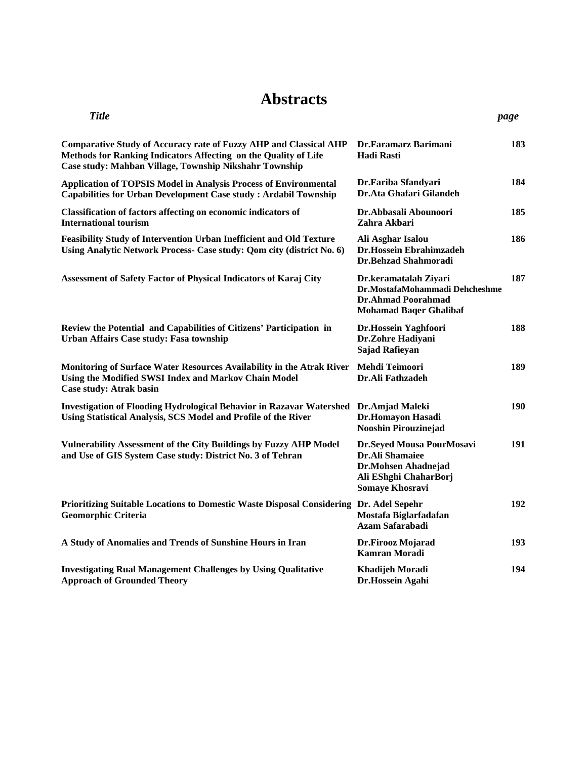# Abstracts

| *Title* | | *page* |
|---|---|---|
| **Comparative Study of Accuracy rate of Fuzzy AHP and Classical AHP Methods for Ranking Indicators Affecting on the Quality of Life Case study: Mahban Village, Township Nikshahr Township** | **Dr.Faramarz Barimani**<br>**Hadi Rasti** | **183** |
| **Application of TOPSIS Model in Analysis Process of Environmental Capabilities for Urban Development Case study : Ardabil Township** | **Dr.Fariba Sfandyari**<br>**Dr.Ata Ghafari Gilandeh** | **184** |
| **Classification of factors affecting on economic indicators of International tourism** | **Dr.Abbasali Abounoori**<br>**Zahra Akbari** | **185** |
| **Feasibility Study of Intervention Urban Inefficient and Old Texture Using Analytic Network Process- Case study: Qom city (district No. 6)** | **Ali Asghar Isalou**<br>**Dr.Hossein Ebrahimzadeh**<br>**Dr.Behzad Shahmoradi** | **186** |
| **Assessment of Safety Factor of Physical Indicators of Karaj City** | **Dr.keramatalah Ziyari**<br>**Dr.MostafaMohammadi Dehcheshme**<br>**Dr.Ahmad Poorahmad**<br>**Mohamad Baqer Ghalibaf** | **187** |
| **Review the Potential and Capabilities of Citizens' Participation in Urban Affairs Case study: Fasa township** | **Dr.Hossein Yaghfoori**<br>**Dr.Zohre Hadiyani**<br>**Sajad Rafieyan** | **188** |
| **Monitoring of Surface Water Resources Availability in the Atrak River Using the Modified SWSI Index and Markov Chain Model Case study: Atrak basin** | **Mehdi Teimoori**<br>**Dr.Ali Fathzadeh** | **189** |
| **Investigation of Flooding Hydrological Behavior in Razavar Watershed Using Statistical Analysis, SCS Model and Profile of the River** | **Dr.Amjad Maleki**<br>**Dr.Homayon Hasadi**<br>**Nooshin Pirouzinejad** | **190** |
| **Vulnerability Assessment of the City Buildings by Fuzzy AHP Model and Use of GIS System Case study: District No. 3 of Tehran** | **Dr.Seyed Mousa PourMosavi**<br>**Dr.Ali Shamaiee**<br>**Dr.Mohsen Ahadnejad**<br>**Ali EShghi ChaharBorj**<br>**Somaye Khosravi** | **191** |
| **Prioritizing Suitable Locations to Domestic Waste Disposal Considering Geomorphic Criteria** | **Dr. Adel Sepehr**<br>**Mostafa Biglarfadafan**<br>**Azam Safarabadi** | **192** |
| **A Study of Anomalies and Trends of Sunshine Hours in Iran** | **Dr.Firooz Mojarad**<br>**Kamran Moradi** | **193** |
| **Investigating Rual Management Challenges by Using Qualitative Approach of Grounded Theory** | **Khadijeh Moradi**<br>**Dr.Hossein Agahi** | **194** |